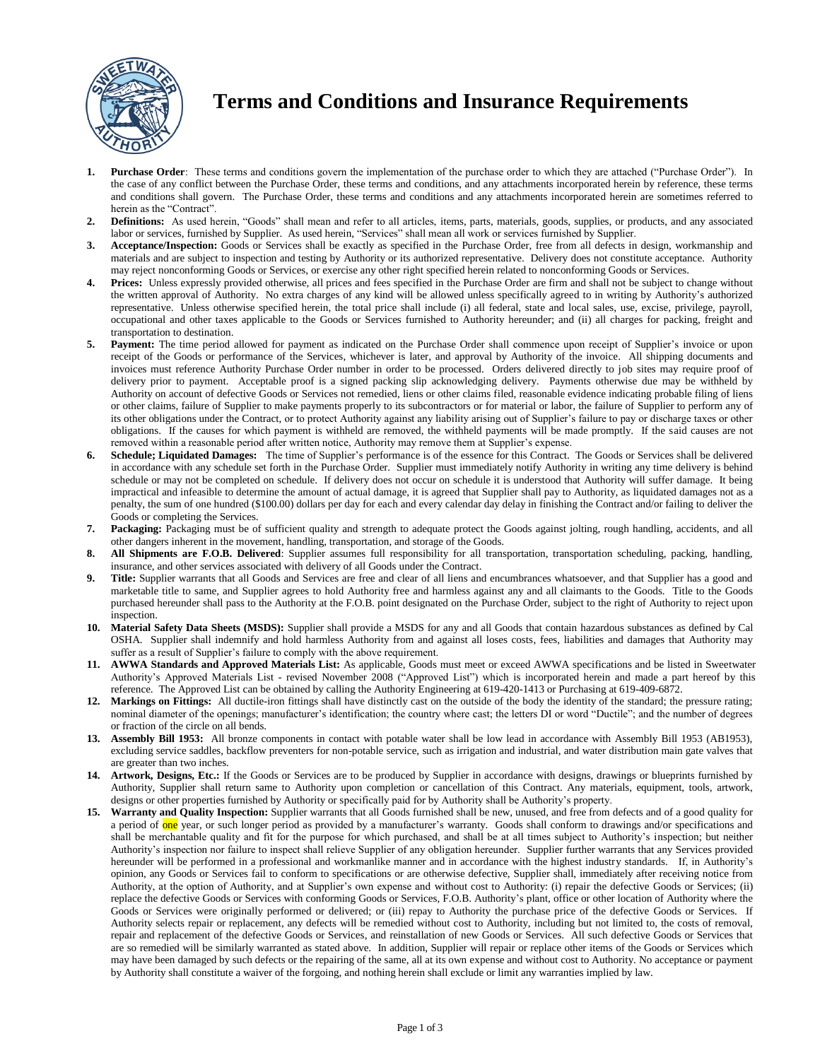# Terms and Conditions and Insurance Requirements

1. **Purchase Order**: These terms and conditions govern the implementation of the purchase order to which they are attached ("Purchase Order"). In the case of any conflict between the Purchase Order, these terms and conditions, and any attachments incorporated herein by reference, these terms and conditions shall govern. The Purchase Order, these terms and conditions and any attachments incorporated herein are sometimes referred to herein as the "Contract".
2. **Definitions:** As used herein, "Goods" shall mean and refer to all articles, items, parts, materials, goods, supplies, or products, and any associated labor or services, furnished by Supplier. As used herein, "Services" shall mean all work or services furnished by Supplier.
3. **Acceptance/Inspection:** Goods or Services shall be exactly as specified in the Purchase Order, free from all defects in design, workmanship and materials and are subject to inspection and testing by Authority or its authorized representative. Delivery does not constitute acceptance. Authority may reject nonconforming Goods or Services, or exercise any other right specified herein related to nonconforming Goods or Services.
4. **Prices:** Unless expressly provided otherwise, all prices and fees specified in the Purchase Order are firm and shall not be subject to change without the written approval of Authority. No extra charges of any kind will be allowed unless specifically agreed to in writing by Authority's authorized representative. Unless otherwise specified herein, the total price shall include (i) all federal, state and local sales, use, excise, privilege, payroll, occupational and other taxes applicable to the Goods or Services furnished to Authority hereunder; and (ii) all charges for packing, freight and transportation to destination.
5. **Payment:** The time period allowed for payment as indicated on the Purchase Order shall commence upon receipt of Supplier's invoice or upon receipt of the Goods or performance of the Services, whichever is later, and approval by Authority of the invoice. All shipping documents and invoices must reference Authority Purchase Order number in order to be processed. Orders delivered directly to job sites may require proof of delivery prior to payment. Acceptable proof is a signed packing slip acknowledging delivery. Payments otherwise due may be withheld by Authority on account of defective Goods or Services not remedied, liens or other claims filed, reasonable evidence indicating probable filing of liens or other claims, failure of Supplier to make payments properly to its subcontractors or for material or labor, the failure of Supplier to perform any of its other obligations under the Contract, or to protect Authority against any liability arising out of Supplier's failure to pay or discharge taxes or other obligations. If the causes for which payment is withheld are removed, the withheld payments will be made promptly. If the said causes are not removed within a reasonable period after written notice, Authority may remove them at Supplier's expense.
6. **Schedule; Liquidated Damages:** The time of Supplier's performance is of the essence for this Contract. The Goods or Services shall be delivered in accordance with any schedule set forth in the Purchase Order. Supplier must immediately notify Authority in writing any time delivery is behind schedule or may not be completed on schedule. If delivery does not occur on schedule it is understood that Authority will suffer damage. It being impractical and infeasible to determine the amount of actual damage, it is agreed that Supplier shall pay to Authority, as liquidated damages not as a penalty, the sum of one hundred ($100.00) dollars per day for each and every calendar day delay in finishing the Contract and/or failing to deliver the Goods or completing the Services.
7. **Packaging:** Packaging must be of sufficient quality and strength to adequate protect the Goods against jolting, rough handling, accidents, and all other dangers inherent in the movement, handling, transportation, and storage of the Goods.
8. **All Shipments are F.O.B. Delivered**: Supplier assumes full responsibility for all transportation, transportation scheduling, packing, handling, insurance, and other services associated with delivery of all Goods under the Contract.
9. **Title:** Supplier warrants that all Goods and Services are free and clear of all liens and encumbrances whatsoever, and that Supplier has a good and marketable title to same, and Supplier agrees to hold Authority free and harmless against any and all claimants to the Goods. Title to the Goods purchased hereunder shall pass to the Authority at the F.O.B. point designated on the Purchase Order, subject to the right of Authority to reject upon inspection.
10. **Material Safety Data Sheets (MSDS):** Supplier shall provide a MSDS for any and all Goods that contain hazardous substances as defined by Cal OSHA. Supplier shall indemnify and hold harmless Authority from and against all loses costs, fees, liabilities and damages that Authority may suffer as a result of Supplier's failure to comply with the above requirement.
11. **AWWA Standards and Approved Materials List:** As applicable, Goods must meet or exceed AWWA specifications and be listed in Sweetwater Authority's Approved Materials List - revised November 2008 ("Approved List") which is incorporated herein and made a part hereof by this reference. The Approved List can be obtained by calling the Authority Engineering at 619-420-1413 or Purchasing at 619-409-6872.
12. **Markings on Fittings:** All ductile-iron fittings shall have distinctly cast on the outside of the body the identity of the standard; the pressure rating; nominal diameter of the openings; manufacturer's identification; the country where cast; the letters DI or word "Ductile"; and the number of degrees or fraction of the circle on all bends.
13. **Assembly Bill 1953:** All bronze components in contact with potable water shall be low lead in accordance with Assembly Bill 1953 (AB1953), excluding service saddles, backflow preventers for non-potable service, such as irrigation and industrial, and water distribution main gate valves that are greater than two inches.
14. **Artwork, Designs, Etc.:** If the Goods or Services are to be produced by Supplier in accordance with designs, drawings or blueprints furnished by Authority, Supplier shall return same to Authority upon completion or cancellation of this Contract. Any materials, equipment, tools, artwork, designs or other properties furnished by Authority or specifically paid for by Authority shall be Authority's property.
15. **Warranty and Quality Inspection:** Supplier warrants that all Goods furnished shall be new, unused, and free from defects and of a good quality for a period of one year, or such longer period as provided by a manufacturer's warranty. Goods shall conform to drawings and/or specifications and shall be merchantable quality and fit for the purpose for which purchased, and shall be at all times subject to Authority's inspection; but neither Authority's inspection nor failure to inspect shall relieve Supplier of any obligation hereunder. Supplier further warrants that any Services provided hereunder will be performed in a professional and workmanlike manner and in accordance with the highest industry standards. If, in Authority's opinion, any Goods or Services fail to conform to specifications or are otherwise defective, Supplier shall, immediately after receiving notice from Authority, at the option of Authority, and at Supplier's own expense and without cost to Authority: (i) repair the defective Goods or Services; (ii) replace the defective Goods or Services with conforming Goods or Services, F.O.B. Authority's plant, office or other location of Authority where the Goods or Services were originally performed or delivered; or (iii) repay to Authority the purchase price of the defective Goods or Services. If Authority selects repair or replacement, any defects will be remedied without cost to Authority, including but not limited to, the costs of removal, repair and replacement of the defective Goods or Services, and reinstallation of new Goods or Services. All such defective Goods or Services that are so remedied will be similarly warranted as stated above. In addition, Supplier will repair or replace other items of the Goods or Services which may have been damaged by such defects or the repairing of the same, all at its own expense and without cost to Authority. No acceptance or payment by Authority shall constitute a waiver of the forgoing, and nothing herein shall exclude or limit any warranties implied by law.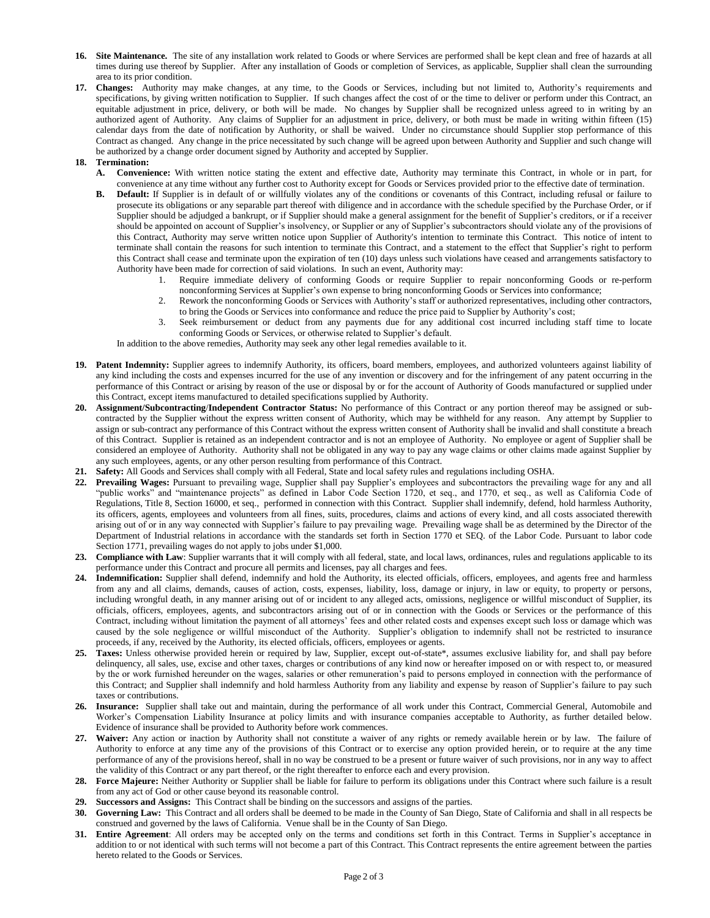16. **Site Maintenance.** The site of any installation work related to Goods or where Services are performed shall be kept clean and free of hazards at all times during use thereof by Supplier. After any installation of Goods or completion of Services, as applicable, Supplier shall clean the surrounding area to its prior condition.

17. **Changes:** Authority may make changes, at any time, to the Goods or Services, including but not limited to, Authority's requirements and specifications, by giving written notification to Supplier. If such changes affect the cost of or the time to deliver or perform under this Contract, an equitable adjustment in price, delivery, or both will be made. No changes by Supplier shall be recognized unless agreed to in writing by an authorized agent of Authority. Any claims of Supplier for an adjustment in price, delivery, or both must be made in writing within fifteen (15) calendar days from the date of notification by Authority, or shall be waived. Under no circumstance should Supplier stop performance of this Contract as changed. Any change in the price necessitated by such change will be agreed upon between Authority and Supplier and such change will be authorized by a change order document signed by Authority and accepted by Supplier.

18. **Termination:**
    - **A. Convenience:** With written notice stating the extent and effective date, Authority may terminate this Contract, in whole or in part, for convenience at any time without any further cost to Authority except for Goods or Services provided prior to the effective date of termination.
    - **B. Default:** If Supplier is in default of or willfully violates any of the conditions or covenants of this Contract, including refusal or failure to prosecute its obligations or any separable part thereof with diligence and in accordance with the schedule specified by the Purchase Order, or if Supplier should be adjudged a bankrupt, or if Supplier should make a general assignment for the benefit of Supplier's creditors, or if a receiver should be appointed on account of Supplier's insolvency, or Supplier or any of Supplier's subcontractors should violate any of the provisions of this Contract, Authority may serve written notice upon Supplier of Authority's intention to terminate this Contract. This notice of intent to terminate shall contain the reasons for such intention to terminate this Contract, and a statement to the effect that Supplier's right to perform this Contract shall cease and terminate upon the expiration of ten (10) days unless such violations have ceased and arrangements satisfactory to Authority have been made for correction of said violations. In such an event, Authority may:
        1. Require immediate delivery of conforming Goods or require Supplier to repair nonconforming Goods or re-perform nonconforming Services at Supplier's own expense to bring nonconforming Goods or Services into conformance;
        2. Rework the nonconforming Goods or Services with Authority's staff or authorized representatives, including other contractors, to bring the Goods or Services into conformance and reduce the price paid to Supplier by Authority's cost;
        3. Seek reimbursement or deduct from any payments due for any additional cost incurred including staff time to locate conforming Goods or Services, or otherwise related to Supplier's default.

    In addition to the above remedies, Authority may seek any other legal remedies available to it.

19. **Patent Indemnity:** Supplier agrees to indemnify Authority, its officers, board members, employees, and authorized volunteers against liability of any kind including the costs and expenses incurred for the use of any invention or discovery and for the infringement of any patent occurring in the performance of this Contract or arising by reason of the use or disposal by or for the account of Authority of Goods manufactured or supplied under this Contract, except items manufactured to detailed specifications supplied by Authority.

20. **Assignment/Subcontracting/Independent Contractor Status:** No performance of this Contract or any portion thereof may be assigned or sub-contracted by the Supplier without the express written consent of Authority, which may be withheld for any reason. Any attempt by Supplier to assign or sub-contract any performance of this Contract without the express written consent of Authority shall be invalid and shall constitute a breach of this Contract. Supplier is retained as an independent contractor and is not an employee of Authority. No employee or agent of Supplier shall be considered an employee of Authority. Authority shall not be obligated in any way to pay any wage claims or other claims made against Supplier by any such employees, agents, or any other person resulting from performance of this Contract.

21. **Safety:** All Goods and Services shall comply with all Federal, State and local safety rules and regulations including OSHA.

22. **Prevailing Wages:** Pursuant to prevailing wage, Supplier shall pay Supplier's employees and subcontractors the prevailing wage for any and all "public works" and "maintenance projects" as defined in Labor Code Section 1720, et seq., and 1770, et seq., as well as California Code of Regulations, Title 8, Section 16000, et seq., performed in connection with this Contract. Supplier shall indemnify, defend, hold harmless Authority, its officers, agents, employees and volunteers from all fines, suits, procedures, claims and actions of every kind, and all costs associated therewith arising out of or in any way connected with Supplier's failure to pay prevailing wage. Prevailing wage shall be as determined by the Director of the Department of Industrial relations in accordance with the standards set forth in Section 1770 et SEQ. of the Labor Code. Pursuant to labor code Section 1771, prevailing wages do not apply to jobs under $1,000.

23. **Compliance with Law**: Supplier warrants that it will comply with all federal, state, and local laws, ordinances, rules and regulations applicable to its performance under this Contract and procure all permits and licenses, pay all charges and fees.

24. **Indemnification:** Supplier shall defend, indemnify and hold the Authority, its elected officials, officers, employees, and agents free and harmless from any and all claims, demands, causes of action, costs, expenses, liability, loss, damage or injury, in law or equity, to property or persons, including wrongful death, in any manner arising out of or incident to any alleged acts, omissions, negligence or willful misconduct of Supplier, its officials, officers, employees, agents, and subcontractors arising out of or in connection with the Goods or Services or the performance of this Contract, including without limitation the payment of all attorneys' fees and other related costs and expenses except such loss or damage which was caused by the sole negligence or willful misconduct of the Authority. Supplier's obligation to indemnify shall not be restricted to insurance proceeds, if any, received by the Authority, its elected officials, officers, employees or agents.

25. **Taxes:** Unless otherwise provided herein or required by law, Supplier, except out-of-state*, assumes exclusive liability for, and shall pay before delinquency, all sales, use, excise and other taxes, charges or contributions of any kind now or hereafter imposed on or with respect to, or measured by the or work furnished hereunder on the wages, salaries or other remuneration's paid to persons employed in connection with the performance of this Contract; and Supplier shall indemnify and hold harmless Authority from any liability and expense by reason of Supplier's failure to pay such taxes or contributions.

26. **Insurance:** Supplier shall take out and maintain, during the performance of all work under this Contract, Commercial General, Automobile and Worker's Compensation Liability Insurance at policy limits and with insurance companies acceptable to Authority, as further detailed below. Evidence of insurance shall be provided to Authority before work commences.

27. **Waiver:** Any action or inaction by Authority shall not constitute a waiver of any rights or remedy available herein or by law. The failure of Authority to enforce at any time any of the provisions of this Contract or to exercise any option provided herein, or to require at the any time performance of any of the provisions hereof, shall in no way be construed to be a present or future waiver of such provisions, nor in any way to affect the validity of this Contract or any part thereof, or the right thereafter to enforce each and every provision.

28. **Force Majeure:** Neither Authority or Supplier shall be liable for failure to perform its obligations under this Contract where such failure is a result from any act of God or other cause beyond its reasonable control.

29. **Successors and Assigns:** This Contract shall be binding on the successors and assigns of the parties.

30. **Governing Law:** This Contract and all orders shall be deemed to be made in the County of San Diego, State of California and shall in all respects be construed and governed by the laws of California. Venue shall be in the County of San Diego.

31. **Entire Agreement**: All orders may be accepted only on the terms and conditions set forth in this Contract. Terms in Supplier's acceptance in addition to or not identical with such terms will not become a part of this Contract. This Contract represents the entire agreement between the parties hereto related to the Goods or Services.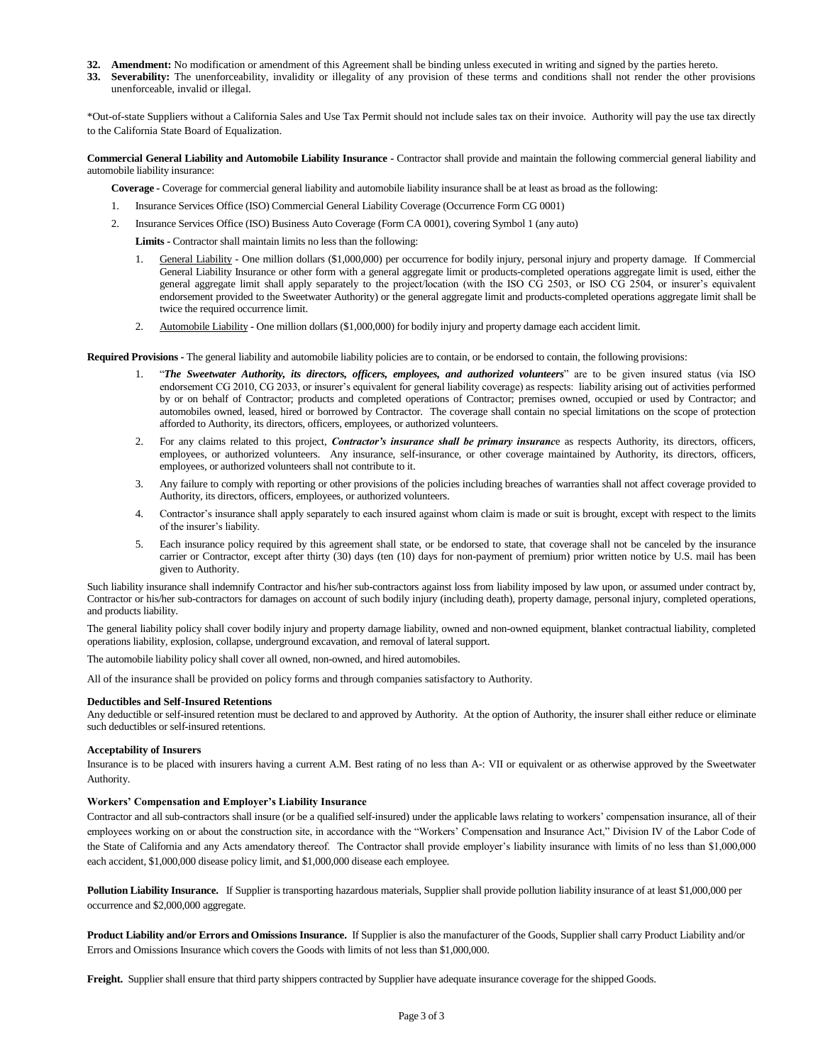32. **Amendment:** No modification or amendment of this Agreement shall be binding unless executed in writing and signed by the parties hereto.
33. **Severability:** The unenforceability, invalidity or illegality of any provision of these terms and conditions shall not render the other provisions unenforceable, invalid or illegal.

*Out-of-state Suppliers without a California Sales and Use Tax Permit should not include sales tax on their invoice. Authority will pay the use tax directly to the California State Board of Equalization.

**Commercial General Liability and Automobile Liability Insurance -** Contractor shall provide and maintain the following commercial general liability and automobile liability insurance:

**Coverage -** Coverage for commercial general liability and automobile liability insurance shall be at least as broad as the following:

1. Insurance Services Office (ISO) Commercial General Liability Coverage (Occurrence Form CG 0001)
2. Insurance Services Office (ISO) Business Auto Coverage (Form CA 0001), covering Symbol 1 (any auto)

**Limits -** Contractor shall maintain limits no less than the following:

1. General Liability - One million dollars ($1,000,000) per occurrence for bodily injury, personal injury and property damage. If Commercial General Liability Insurance or other form with a general aggregate limit or products-completed operations aggregate limit is used, either the general aggregate limit shall apply separately to the project/location (with the ISO CG 2503, or ISO CG 2504, or insurer's equivalent endorsement provided to the Sweetwater Authority) or the general aggregate limit and products-completed operations aggregate limit shall be twice the required occurrence limit.
2. Automobile Liability - One million dollars ($1,000,000) for bodily injury and property damage each accident limit.

**Required Provisions -** The general liability and automobile liability policies are to contain, or be endorsed to contain, the following provisions:

1. "***The Sweetwater Authority, its directors, officers, employees, and authorized volunteers***" are to be given insured status (via ISO endorsement CG 2010, CG 2033, or insurer's equivalent for general liability coverage) as respects: liability arising out of activities performed by or on behalf of Contractor; products and completed operations of Contractor; premises owned, occupied or used by Contractor; and automobiles owned, leased, hired or borrowed by Contractor. The coverage shall contain no special limitations on the scope of protection afforded to Authority, its directors, officers, employees, or authorized volunteers.
2. For any claims related to this project, ***Contractor's insurance shall be primary insuranc***e as respects Authority, its directors, officers, employees, or authorized volunteers. Any insurance, self-insurance, or other coverage maintained by Authority, its directors, officers, employees, or authorized volunteers shall not contribute to it.
3. Any failure to comply with reporting or other provisions of the policies including breaches of warranties shall not affect coverage provided to Authority, its directors, officers, employees, or authorized volunteers.
4. Contractor's insurance shall apply separately to each insured against whom claim is made or suit is brought, except with respect to the limits of the insurer's liability.
5. Each insurance policy required by this agreement shall state, or be endorsed to state, that coverage shall not be canceled by the insurance carrier or Contractor, except after thirty (30) days (ten (10) days for non-payment of premium) prior written notice by U.S. mail has been given to Authority.

Such liability insurance shall indemnify Contractor and his/her sub-contractors against loss from liability imposed by law upon, or assumed under contract by, Contractor or his/her sub-contractors for damages on account of such bodily injury (including death), property damage, personal injury, completed operations, and products liability.

The general liability policy shall cover bodily injury and property damage liability, owned and non-owned equipment, blanket contractual liability, completed operations liability, explosion, collapse, underground excavation, and removal of lateral support.

The automobile liability policy shall cover all owned, non-owned, and hired automobiles.

All of the insurance shall be provided on policy forms and through companies satisfactory to Authority.

**Deductibles and Self-Insured Retentions**

Any deductible or self-insured retention must be declared to and approved by Authority. At the option of Authority, the insurer shall either reduce or eliminate such deductibles or self-insured retentions.

**Acceptability of Insurers**

Insurance is to be placed with insurers having a current A.M. Best rating of no less than A-: VII or equivalent or as otherwise approved by the Sweetwater Authority.

**Workers' Compensation and Employer's Liability Insurance**

Contractor and all sub-contractors shall insure (or be a qualified self-insured) under the applicable laws relating to workers' compensation insurance, all of their employees working on or about the construction site, in accordance with the "Workers' Compensation and Insurance Act," Division IV of the Labor Code of the State of California and any Acts amendatory thereof. The Contractor shall provide employer's liability insurance with limits of no less than $1,000,000 each accident, $1,000,000 disease policy limit, and $1,000,000 disease each employee.

**Pollution Liability Insurance.** If Supplier is transporting hazardous materials, Supplier shall provide pollution liability insurance of at least $1,000,000 per occurrence and $2,000,000 aggregate.

**Product Liability and/or Errors and Omissions Insurance.** If Supplier is also the manufacturer of the Goods, Supplier shall carry Product Liability and/or Errors and Omissions Insurance which covers the Goods with limits of not less than $1,000,000.

**Freight.** Supplier shall ensure that third party shippers contracted by Supplier have adequate insurance coverage for the shipped Goods.